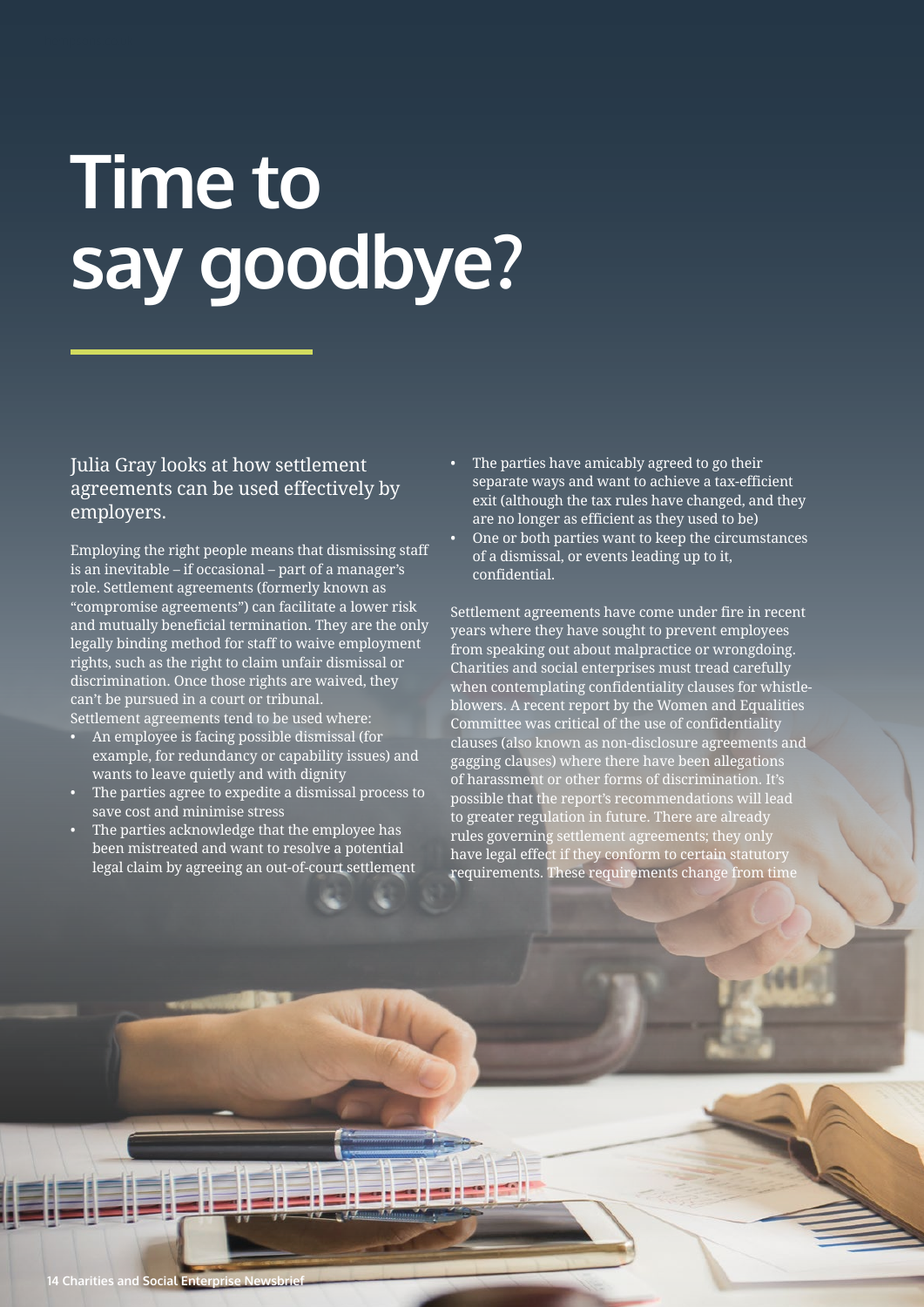# Time to say goodbye?

## Julia Gray looks at how settlement agreements can be used effectively by employers.

Employing the right people means that dismissing staff is an inevitable – if occasional – part of a manager's role. Settlement agreements (formerly known as "compromise agreements") can facilitate a lower risk and mutually beneficial termination. They are the only legally binding method for staff to waive employment rights, such as the right to claim unfair dismissal or discrimination. Once those rights are waived, they can't be pursued in a court or tribunal.

Settlement agreements tend to be used where:

- An employee is facing possible dismissal (for example, for redundancy or capability issues) and wants to leave quietly and with dignity
- The parties agree to expedite a dismissal process to save cost and minimise stress
- The parties acknowledge that the employee has been mistreated and want to resolve a potential legal claim by agreeing an out-of-court settlement
- The parties have amicably agreed to go their separate ways and want to achieve a tax-efficient exit (although the tax rules have changed, and they are no longer as efficient as they used to be)
- One or both parties want to keep the circumstances of a dismissal, or events leading up to it, confidential.

Settlement agreements have come under fire in recent years where they have sought to prevent employees from speaking out about malpractice or wrongdoing. Charities and social enterprises must tread carefully when contemplating confidentiality clauses for whistle-blowers. A recent report by the Women and Equalities Committee was critical of the use of confidentiality clauses (also known as non-disclosure agreements and gagging clauses) where there have been allegations of harassment or other forms of discrimination. It's possible that the report's recommendations will lead to greater regulation in future. There are already rules governing settlement agreements; they only have legal effect if they conform to certain statutory requirements. These requirements change from time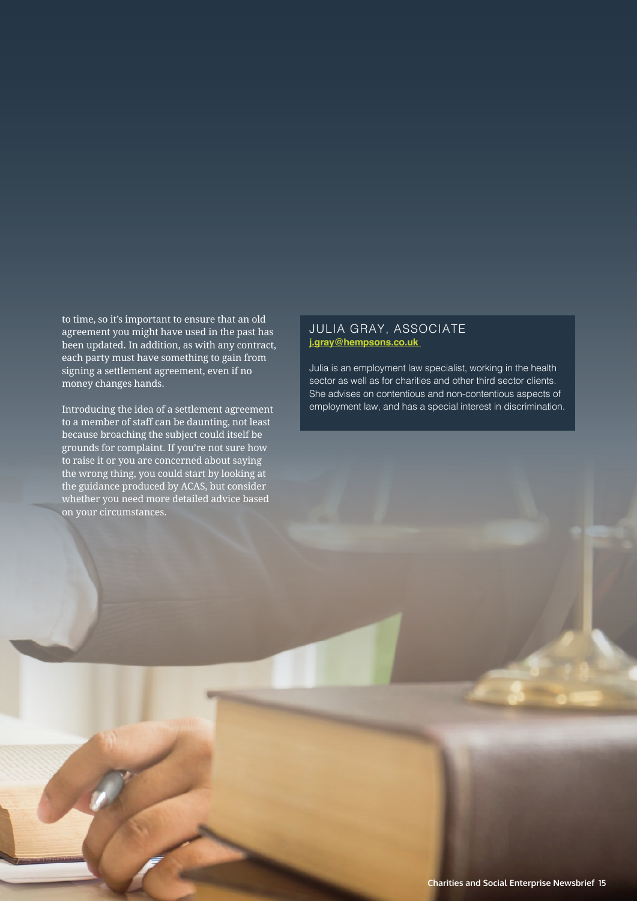to time, so it's important to ensure that an old agreement you might have used in the past has been updated. In addition, as with any contract, each party must have something to gain from signing a settlement agreement, even if no money changes hands.

Introducing the idea of a settlement agreement to a member of staff can be daunting, not least because broaching the subject could itself be grounds for complaint. If you're not sure how to raise it or you are concerned about saying the wrong thing, you could start by looking at the guidance produced by ACAS, but consider whether you need more detailed advice based on your circumstances.

### JULIA GRAY, ASSOCIATE

**j.gray@hempsons.co.uk**

Julia is an employment law specialist, working in the health sector as well as for charities and other third sector clients. She advises on contentious and non-contentious aspects of employment law, and has a special interest in discrimination.